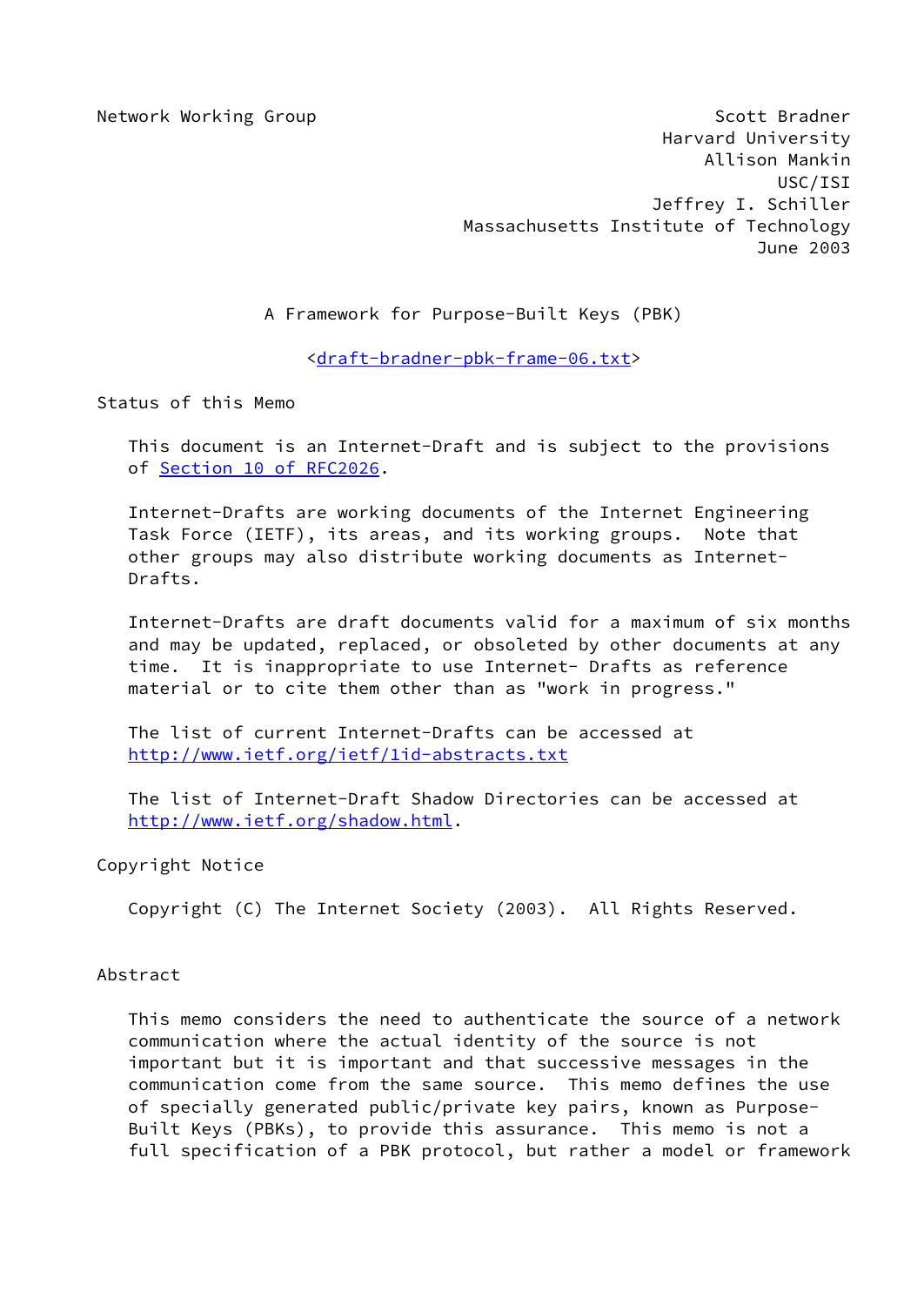Network Working Group

Scott Bradner
Harvard University
Allison Mankin
USC/ISI
Jeffrey I. Schiller
Massachusetts Institute of Technology
June 2003

# A Framework for Purpose-Built Keys (PBK)

<draft-bradner-pbk-frame-06.txt>

## Status of this Memo

This document is an Internet-Draft and is subject to the provisions of Section 10 of RFC2026.

Internet-Drafts are working documents of the Internet Engineering Task Force (IETF), its areas, and its working groups. Note that other groups may also distribute working documents as Internet-Drafts.

Internet-Drafts are draft documents valid for a maximum of six months and may be updated, replaced, or obsoleted by other documents at any time. It is inappropriate to use Internet- Drafts as reference material or to cite them other than as "work in progress."

The list of current Internet-Drafts can be accessed at http://www.ietf.org/ietf/1id-abstracts.txt

The list of Internet-Draft Shadow Directories can be accessed at http://www.ietf.org/shadow.html.

## Copyright Notice

Copyright (C) The Internet Society (2003). All Rights Reserved.

## Abstract

This memo considers the need to authenticate the source of a network communication where the actual identity of the source is not important but it is important and that successive messages in the communication come from the same source. This memo defines the use of specially generated public/private key pairs, known as Purpose-Built Keys (PBKs), to provide this assurance. This memo is not a full specification of a PBK protocol, but rather a model or framework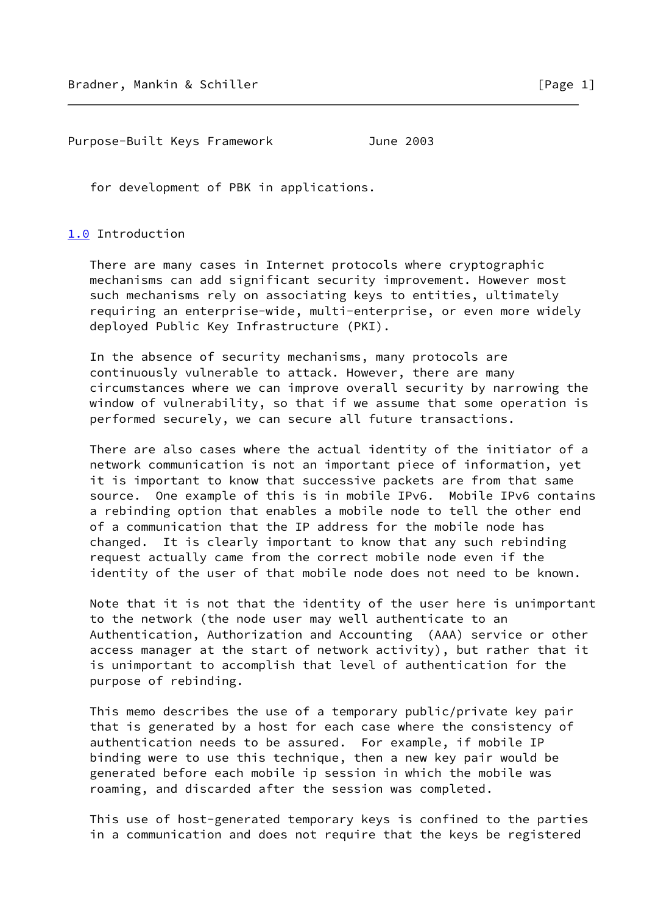for development of PBK in applications.

## 1.0 Introduction

There are many cases in Internet protocols where cryptographic mechanisms can add significant security improvement. However most such mechanisms rely on associating keys to entities, ultimately requiring an enterprise-wide, multi-enterprise, or even more widely deployed Public Key Infrastructure (PKI).

In the absence of security mechanisms, many protocols are continuously vulnerable to attack. However, there are many circumstances where we can improve overall security by narrowing the window of vulnerability, so that if we assume that some operation is performed securely, we can secure all future transactions.

There are also cases where the actual identity of the initiator of a network communication is not an important piece of information, yet it is important to know that successive packets are from that same source. One example of this is in mobile IPv6. Mobile IPv6 contains a rebinding option that enables a mobile node to tell the other end of a communication that the IP address for the mobile node has changed. It is clearly important to know that any such rebinding request actually came from the correct mobile node even if the identity of the user of that mobile node does not need to be known.

Note that it is not that the identity of the user here is unimportant to the network (the node user may well authenticate to an Authentication, Authorization and Accounting (AAA) service or other access manager at the start of network activity), but rather that it is unimportant to accomplish that level of authentication for the purpose of rebinding.

This memo describes the use of a temporary public/private key pair that is generated by a host for each case where the consistency of authentication needs to be assured. For example, if mobile IP binding were to use this technique, then a new key pair would be generated before each mobile ip session in which the mobile was roaming, and discarded after the session was completed.

This use of host-generated temporary keys is confined to the parties in a communication and does not require that the keys be registered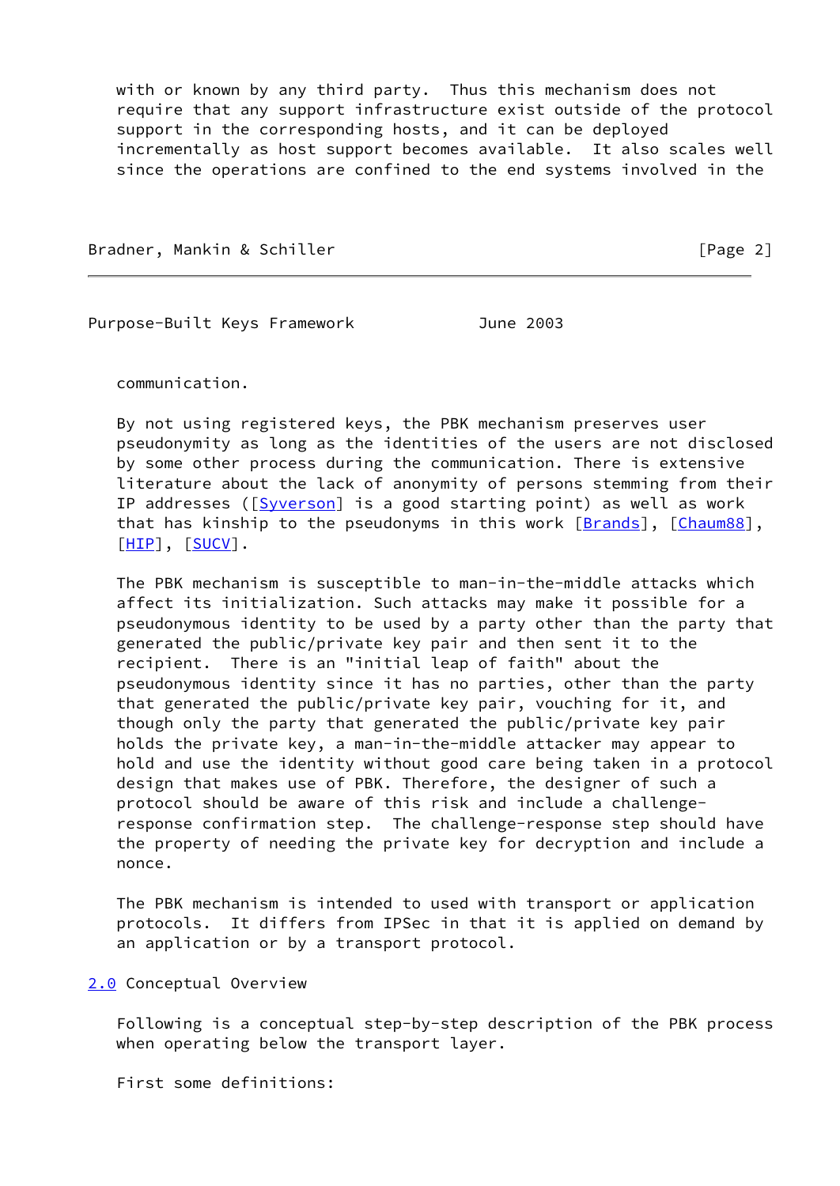with or known by any third party. Thus this mechanism does not require that any support infrastructure exist outside of the protocol support in the corresponding hosts, and it can be deployed incrementally as host support becomes available. It also scales well since the operations are confined to the end systems involved in the communication.

By not using registered keys, the PBK mechanism preserves user pseudonymity as long as the identities of the users are not disclosed by some other process during the communication. There is extensive literature about the lack of anonymity of persons stemming from their IP addresses ([Syverson] is a good starting point) as well as work that has kinship to the pseudonyms in this work [Brands], [Chaum88], [HIP], [SUCV].

The PBK mechanism is susceptible to man-in-the-middle attacks which affect its initialization. Such attacks may make it possible for a pseudonymous identity to be used by a party other than the party that generated the public/private key pair and then sent it to the recipient. There is an "initial leap of faith" about the pseudonymous identity since it has no parties, other than the party that generated the public/private key pair, vouching for it, and though only the party that generated the public/private key pair holds the private key, a man-in-the-middle attacker may appear to hold and use the identity without good care being taken in a protocol design that makes use of PBK. Therefore, the designer of such a protocol should be aware of this risk and include a challenge-response confirmation step. The challenge-response step should have the property of needing the private key for decryption and include a nonce.

The PBK mechanism is intended to used with transport or application protocols. It differs from IPSec in that it is applied on demand by an application or by a transport protocol.

## 2.0 Conceptual Overview

Following is a conceptual step-by-step description of the PBK process when operating below the transport layer.

First some definitions: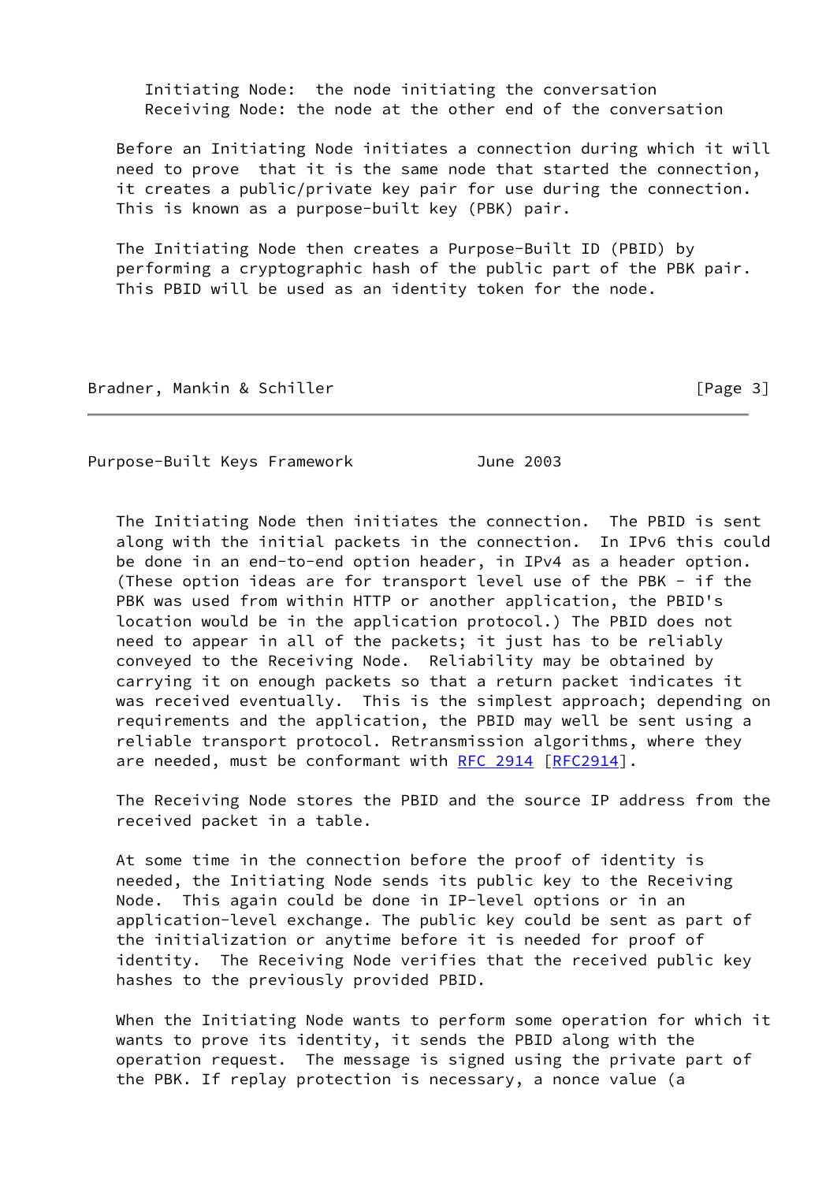Initiating Node:  the node initiating the conversation
Receiving Node: the node at the other end of the conversation

Before an Initiating Node initiates a connection during which it will need to prove  that it is the same node that started the connection, it creates a public/private key pair for use during the connection. This is known as a purpose-built key (PBK) pair.

The Initiating Node then creates a Purpose-Built ID (PBID) by performing a cryptographic hash of the public part of the PBK pair. This PBID will be used as an identity token for the node.

The Initiating Node then initiates the connection.  The PBID is sent along with the initial packets in the connection.  In IPv6 this could be done in an end-to-end option header, in IPv4 as a header option. (These option ideas are for transport level use of the PBK - if the PBK was used from within HTTP or another application, the PBID's location would be in the application protocol.) The PBID does not need to appear in all of the packets; it just has to be reliably conveyed to the Receiving Node.  Reliability may be obtained by carrying it on enough packets so that a return packet indicates it was received eventually.  This is the simplest approach; depending on requirements and the application, the PBID may well be sent using a reliable transport protocol. Retransmission algorithms, where they are needed, must be conformant with RFC 2914 [RFC2914].

The Receiving Node stores the PBID and the source IP address from the received packet in a table.

At some time in the connection before the proof of identity is needed, the Initiating Node sends its public key to the Receiving Node.  This again could be done in IP-level options or in an application-level exchange. The public key could be sent as part of the initialization or anytime before it is needed for proof of identity.  The Receiving Node verifies that the received public key hashes to the previously provided PBID.

When the Initiating Node wants to perform some operation for which it wants to prove its identity, it sends the PBID along with the operation request.  The message is signed using the private part of the PBK. If replay protection is necessary, a nonce value (a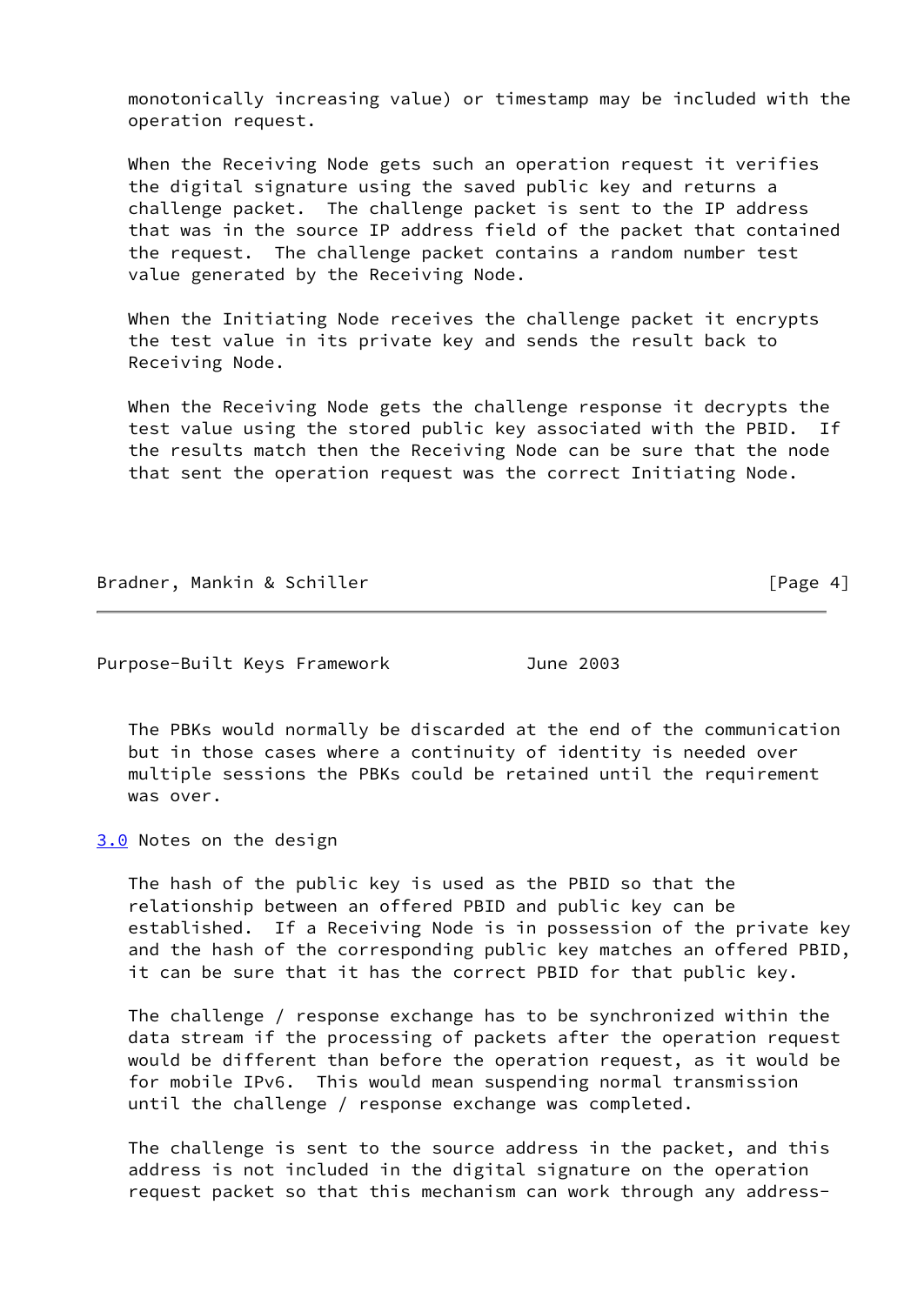monotonically increasing value) or timestamp may be included with the operation request.

When the Receiving Node gets such an operation request it verifies the digital signature using the saved public key and returns a challenge packet. The challenge packet is sent to the IP address that was in the source IP address field of the packet that contained the request. The challenge packet contains a random number test value generated by the Receiving Node.

When the Initiating Node receives the challenge packet it encrypts the test value in its private key and sends the result back to Receiving Node.

When the Receiving Node gets the challenge response it decrypts the test value using the stored public key associated with the PBID. If the results match then the Receiving Node can be sure that the node that sent the operation request was the correct Initiating Node.

The PBKs would normally be discarded at the end of the communication but in those cases where a continuity of identity is needed over multiple sessions the PBKs could be retained until the requirement was over.

## 3.0 Notes on the design

The hash of the public key is used as the PBID so that the relationship between an offered PBID and public key can be established. If a Receiving Node is in possession of the private key and the hash of the corresponding public key matches an offered PBID, it can be sure that it has the correct PBID for that public key.

The challenge / response exchange has to be synchronized within the data stream if the processing of packets after the operation request would be different than before the operation request, as it would be for mobile IPv6. This would mean suspending normal transmission until the challenge / response exchange was completed.

The challenge is sent to the source address in the packet, and this address is not included in the digital signature on the operation request packet so that this mechanism can work through any address-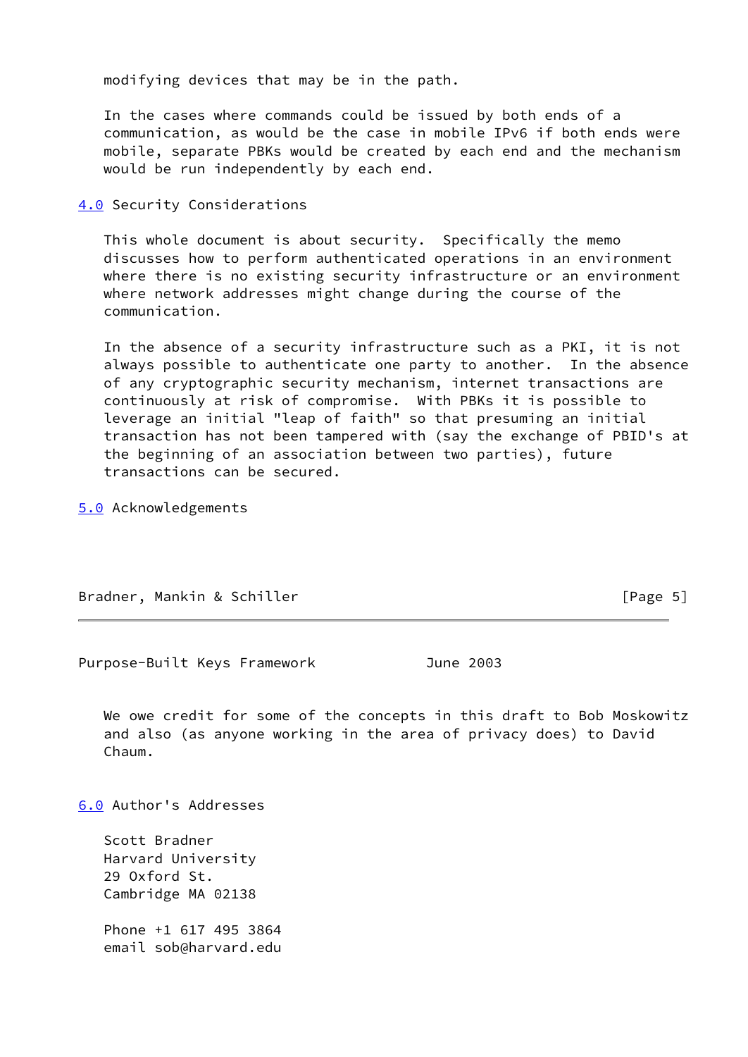modifying devices that may be in the path.

In the cases where commands could be issued by both ends of a communication, as would be the case in mobile IPv6 if both ends were mobile, separate PBKs would be created by each end and the mechanism would be run independently by each end.

## 4.0 Security Considerations

This whole document is about security. Specifically the memo discusses how to perform authenticated operations in an environment where there is no existing security infrastructure or an environment where network addresses might change during the course of the communication.

In the absence of a security infrastructure such as a PKI, it is not always possible to authenticate one party to another. In the absence of any cryptographic security mechanism, internet transactions are continuously at risk of compromise. With PBKs it is possible to leverage an initial "leap of faith" so that presuming an initial transaction has not been tampered with (say the exchange of PBID's at the beginning of an association between two parties), future transactions can be secured.

## 5.0 Acknowledgements

We owe credit for some of the concepts in this draft to Bob Moskowitz and also (as anyone working in the area of privacy does) to David Chaum.

## 6.0 Author's Addresses

Scott Bradner
Harvard University
29 Oxford St.
Cambridge MA 02138

Phone +1 617 495 3864
email sob@harvard.edu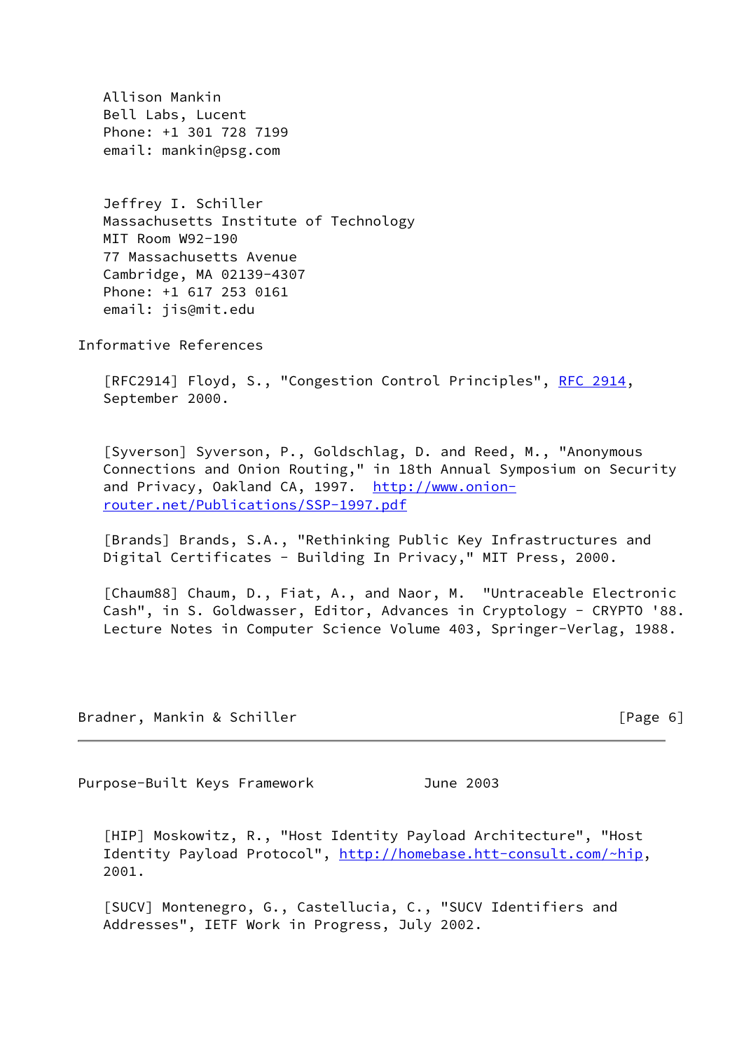Allison Mankin
Bell Labs, Lucent
Phone: +1 301 728 7199
email: mankin@psg.com

Jeffrey I. Schiller
Massachusetts Institute of Technology
MIT Room W92-190
77 Massachusetts Avenue
Cambridge, MA 02139-4307
Phone: +1 617 253 0161
email: jis@mit.edu

## Informative References

[RFC2914] Floyd, S., "Congestion Control Principles", RFC 2914, September 2000.

[Syverson] Syverson, P., Goldschlag, D. and Reed, M., "Anonymous Connections and Onion Routing," in 18th Annual Symposium on Security and Privacy, Oakland CA, 1997. http://www.onion-router.net/Publications/SSP-1997.pdf

[Brands] Brands, S.A., "Rethinking Public Key Infrastructures and Digital Certificates - Building In Privacy," MIT Press, 2000.

[Chaum88] Chaum, D., Fiat, A., and Naor, M. "Untraceable Electronic Cash", in S. Goldwasser, Editor, Advances in Cryptology - CRYPTO '88. Lecture Notes in Computer Science Volume 403, Springer-Verlag, 1988.

[HIP] Moskowitz, R., "Host Identity Payload Architecture", "Host Identity Payload Protocol", http://homebase.htt-consult.com/~hip, 2001.

[SUCV] Montenegro, G., Castellucia, C., "SUCV Identifiers and Addresses", IETF Work in Progress, July 2002.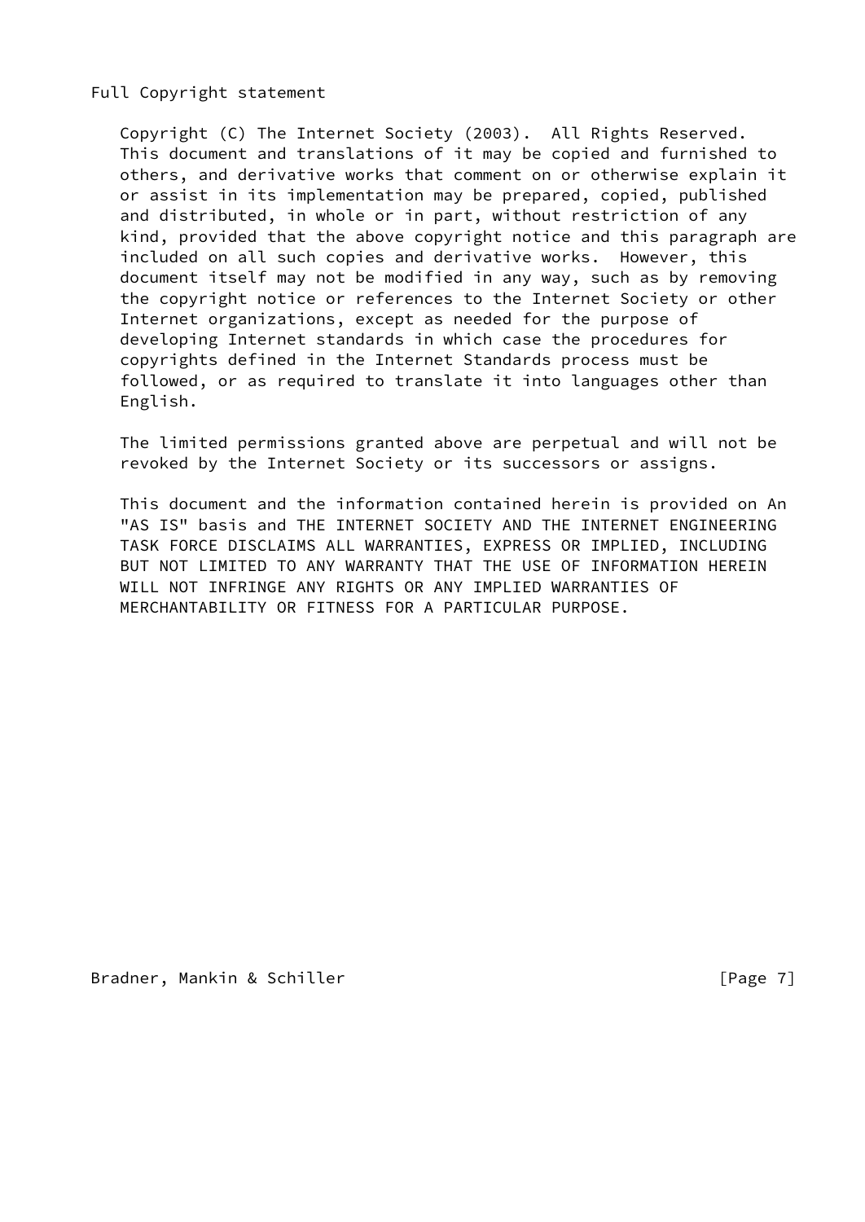## Full Copyright statement

Copyright (C) The Internet Society (2003). All Rights Reserved. This document and translations of it may be copied and furnished to others, and derivative works that comment on or otherwise explain it or assist in its implementation may be prepared, copied, published and distributed, in whole or in part, without restriction of any kind, provided that the above copyright notice and this paragraph are included on all such copies and derivative works. However, this document itself may not be modified in any way, such as by removing the copyright notice or references to the Internet Society or other Internet organizations, except as needed for the purpose of developing Internet standards in which case the procedures for copyrights defined in the Internet Standards process must be followed, or as required to translate it into languages other than English.

The limited permissions granted above are perpetual and will not be revoked by the Internet Society or its successors or assigns.

This document and the information contained herein is provided on An "AS IS" basis and THE INTERNET SOCIETY AND THE INTERNET ENGINEERING TASK FORCE DISCLAIMS ALL WARRANTIES, EXPRESS OR IMPLIED, INCLUDING BUT NOT LIMITED TO ANY WARRANTY THAT THE USE OF INFORMATION HEREIN WILL NOT INFRINGE ANY RIGHTS OR ANY IMPLIED WARRANTIES OF MERCHANTABILITY OR FITNESS FOR A PARTICULAR PURPOSE.